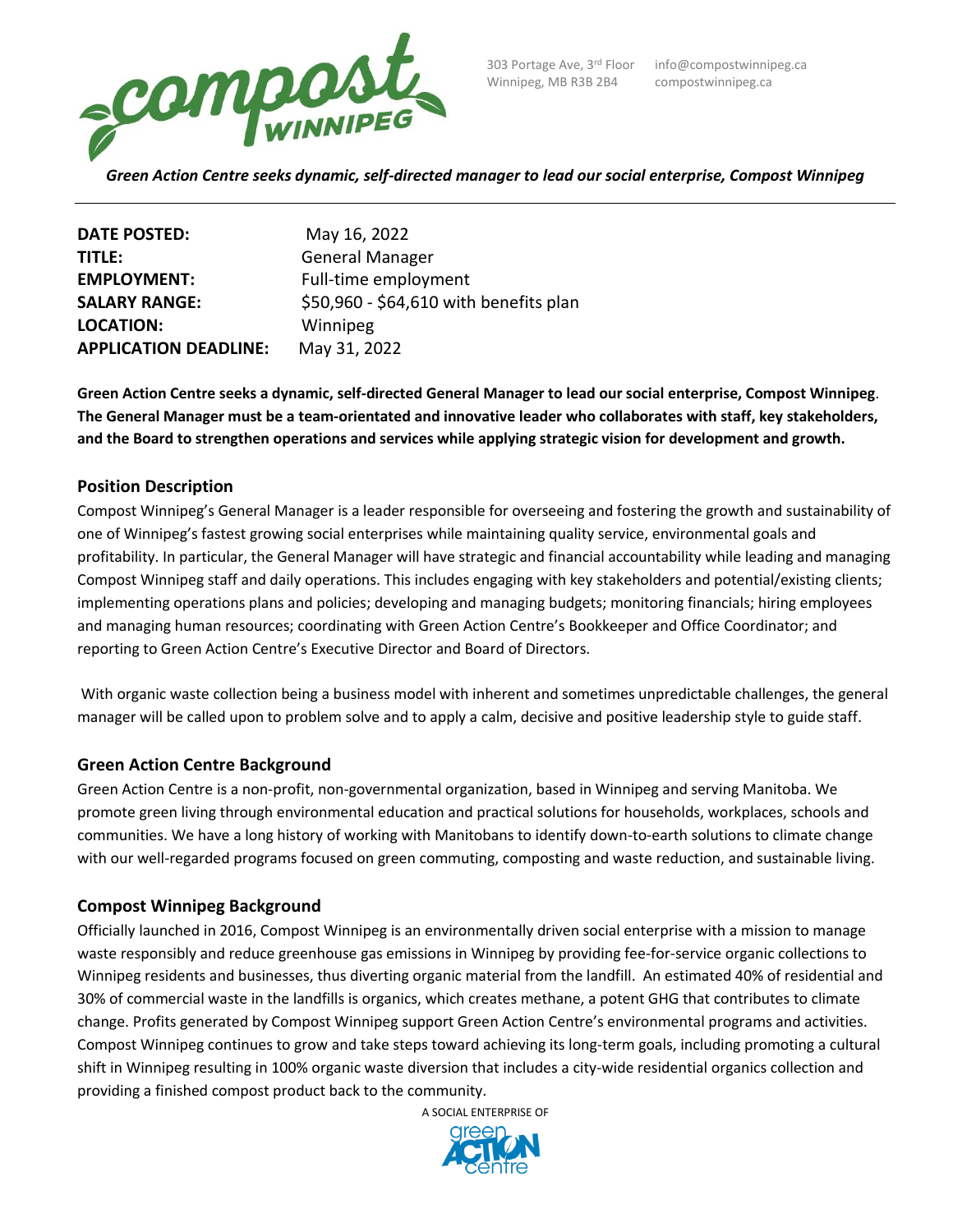Compost WINNIPEG

303 Portage Ave, 3rd Floor
Winnipeg, MB R3B 2B4

info@compostwinnipeg.ca
compostwinnipeg.ca

*Green Action Centre seeks dynamic, self-directed manager to lead our social enterprise, Compost Winnipeg*

---

| | |
|---|---|
| **DATE POSTED:** | May 16, 2022 |
| **TITLE:** | General Manager |
| **EMPLOYMENT:** | Full-time employment |
| **SALARY RANGE:** | $50,960 - $64,610 with benefits plan |
| **LOCATION:** | Winnipeg |
| **APPLICATION DEADLINE:** | May 31, 2022 |

**Green Action Centre seeks a dynamic, self-directed General Manager to lead our social enterprise, Compost Winnipeg. The General Manager must be a team-orientated and innovative leader who collaborates with staff, key stakeholders, and the Board to strengthen operations and services while applying strategic vision for development and growth.**

## Position Description

Compost Winnipeg's General Manager is a leader responsible for overseeing and fostering the growth and sustainability of one of Winnipeg's fastest growing social enterprises while maintaining quality service, environmental goals and profitability. In particular, the General Manager will have strategic and financial accountability while leading and managing Compost Winnipeg staff and daily operations. This includes engaging with key stakeholders and potential/existing clients; implementing operations plans and policies; developing and managing budgets; monitoring financials; hiring employees and managing human resources; coordinating with Green Action Centre's Bookkeeper and Office Coordinator; and reporting to Green Action Centre's Executive Director and Board of Directors.

With organic waste collection being a business model with inherent and sometimes unpredictable challenges, the general manager will be called upon to problem solve and to apply a calm, decisive and positive leadership style to guide staff.

## Green Action Centre Background

Green Action Centre is a non-profit, non-governmental organization, based in Winnipeg and serving Manitoba. We promote green living through environmental education and practical solutions for households, workplaces, schools and communities. We have a long history of working with Manitobans to identify down-to-earth solutions to climate change with our well-regarded programs focused on green commuting, composting and waste reduction, and sustainable living.

## Compost Winnipeg Background

Officially launched in 2016, Compost Winnipeg is an environmentally driven social enterprise with a mission to manage waste responsibly and reduce greenhouse gas emissions in Winnipeg by providing fee-for-service organic collections to Winnipeg residents and businesses, thus diverting organic material from the landfill. An estimated 40% of residential and 30% of commercial waste in the landfills is organics, which creates methane, a potent GHG that contributes to climate change. Profits generated by Compost Winnipeg support Green Action Centre's environmental programs and activities. Compost Winnipeg continues to grow and take steps toward achieving its long-term goals, including promoting a cultural shift in Winnipeg resulting in 100% organic waste diversion that includes a city-wide residential organics collection and providing a finished compost product back to the community.

A SOCIAL ENTERPRISE OF green ACTION centre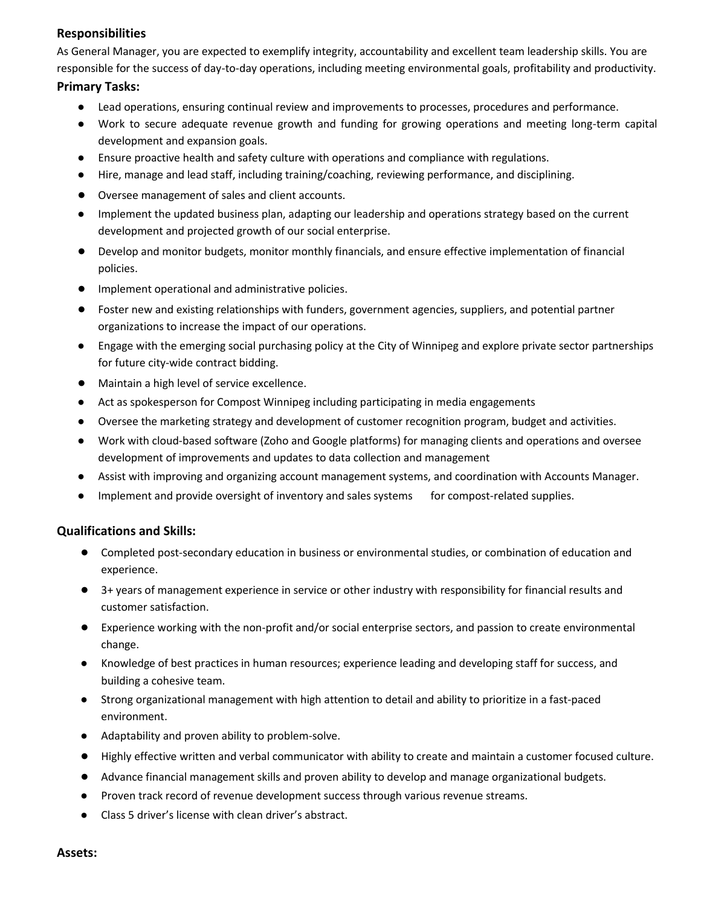### Responsibilities

As General Manager, you are expected to exemplify integrity, accountability and excellent team leadership skills. You are responsible for the success of day-to-day operations, including meeting environmental goals, profitability and productivity.

### Primary Tasks:

- Lead operations, ensuring continual review and improvements to processes, procedures and performance.
- Work to secure adequate revenue growth and funding for growing operations and meeting long-term capital development and expansion goals.
- Ensure proactive health and safety culture with operations and compliance with regulations.
- Hire, manage and lead staff, including training/coaching, reviewing performance, and disciplining.
- Oversee management of sales and client accounts.
- Implement the updated business plan, adapting our leadership and operations strategy based on the current development and projected growth of our social enterprise.
- Develop and monitor budgets, monitor monthly financials, and ensure effective implementation of financial policies.
- Implement operational and administrative policies.
- Foster new and existing relationships with funders, government agencies, suppliers, and potential partner organizations to increase the impact of our operations.
- Engage with the emerging social purchasing policy at the City of Winnipeg and explore private sector partnerships for future city-wide contract bidding.
- Maintain a high level of service excellence.
- Act as spokesperson for Compost Winnipeg including participating in media engagements
- Oversee the marketing strategy and development of customer recognition program, budget and activities.
- Work with cloud-based software (Zoho and Google platforms) for managing clients and operations and oversee development of improvements and updates to data collection and management
- Assist with improving and organizing account management systems, and coordination with Accounts Manager.
- Implement and provide oversight of inventory and sales systems for compost-related supplies.

### Qualifications and Skills:

- Completed post-secondary education in business or environmental studies, or combination of education and experience.
- 3+ years of management experience in service or other industry with responsibility for financial results and customer satisfaction.
- Experience working with the non-profit and/or social enterprise sectors, and passion to create environmental change.
- Knowledge of best practices in human resources; experience leading and developing staff for success, and building a cohesive team.
- Strong organizational management with high attention to detail and ability to prioritize in a fast-paced environment.
- Adaptability and proven ability to problem-solve.
- Highly effective written and verbal communicator with ability to create and maintain a customer focused culture.
- Advance financial management skills and proven ability to develop and manage organizational budgets.
- Proven track record of revenue development success through various revenue streams.
- Class 5 driver's license with clean driver's abstract.

### Assets: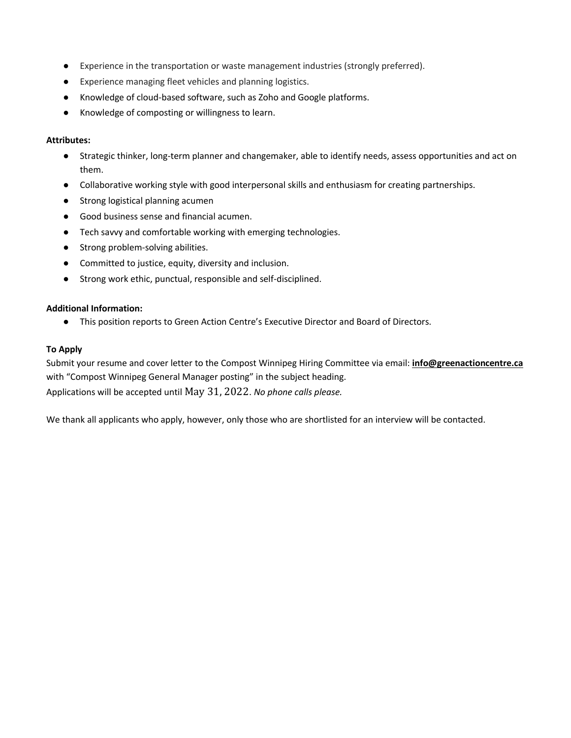- Experience in the transportation or waste management industries (strongly preferred).
- Experience managing fleet vehicles and planning logistics.
- Knowledge of cloud-based software, such as Zoho and Google platforms.
- Knowledge of composting or willingness to learn.

**Attributes:**

- Strategic thinker, long-term planner and changemaker, able to identify needs, assess opportunities and act on them.
- Collaborative working style with good interpersonal skills and enthusiasm for creating partnerships.
- Strong logistical planning acumen
- Good business sense and financial acumen.
- Tech savvy and comfortable working with emerging technologies.
- Strong problem-solving abilities.
- Committed to justice, equity, diversity and inclusion.
- Strong work ethic, punctual, responsible and self-disciplined.

**Additional Information:**

- This position reports to Green Action Centre's Executive Director and Board of Directors.

**To Apply**

Submit your resume and cover letter to the Compost Winnipeg Hiring Committee via email: **info@greenactioncentre.ca** with "Compost Winnipeg General Manager posting" in the subject heading.
Applications will be accepted until May 31, 2022. *No phone calls please.*

We thank all applicants who apply, however, only those who are shortlisted for an interview will be contacted.